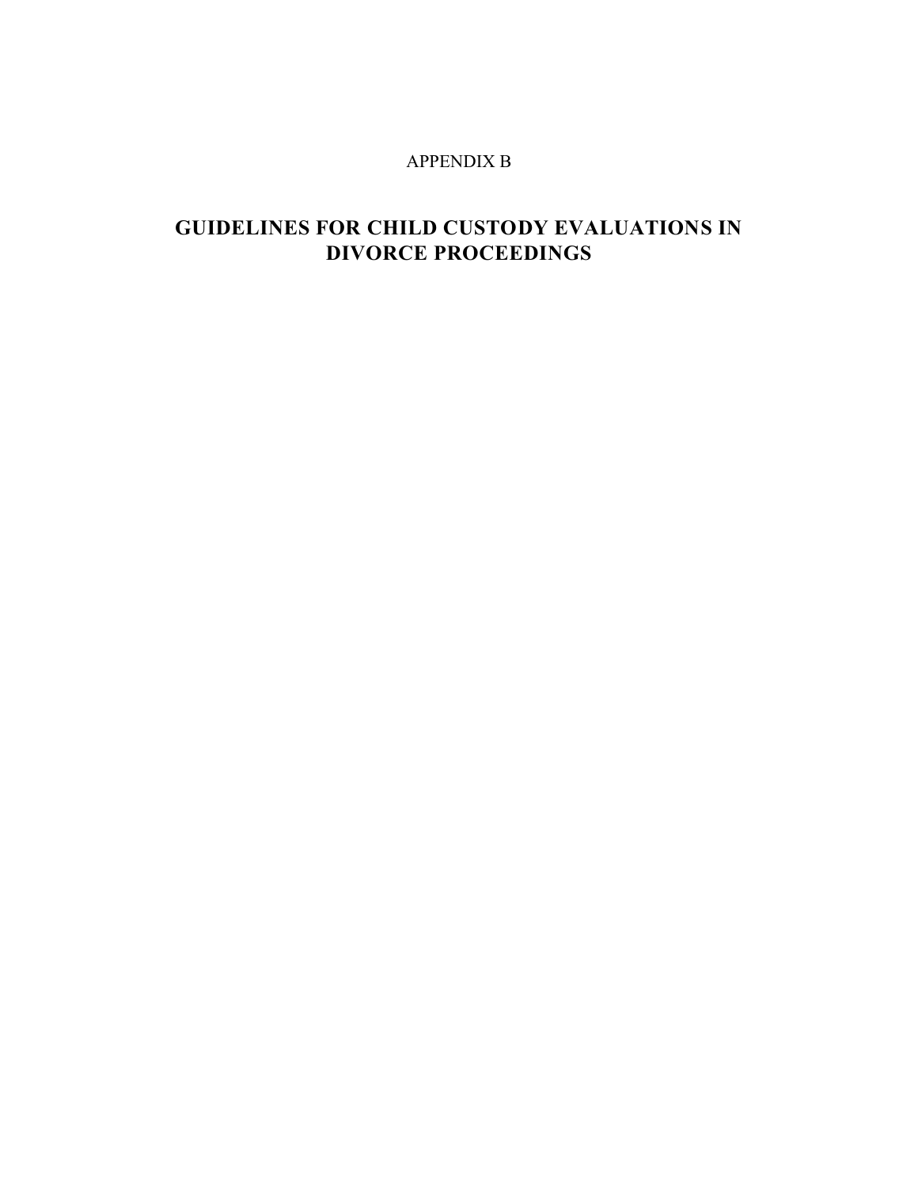APPENDIX B

# GUIDELINES FOR CHILD CUSTODY EVALUATIONS IN DIVORCE PROCEEDINGS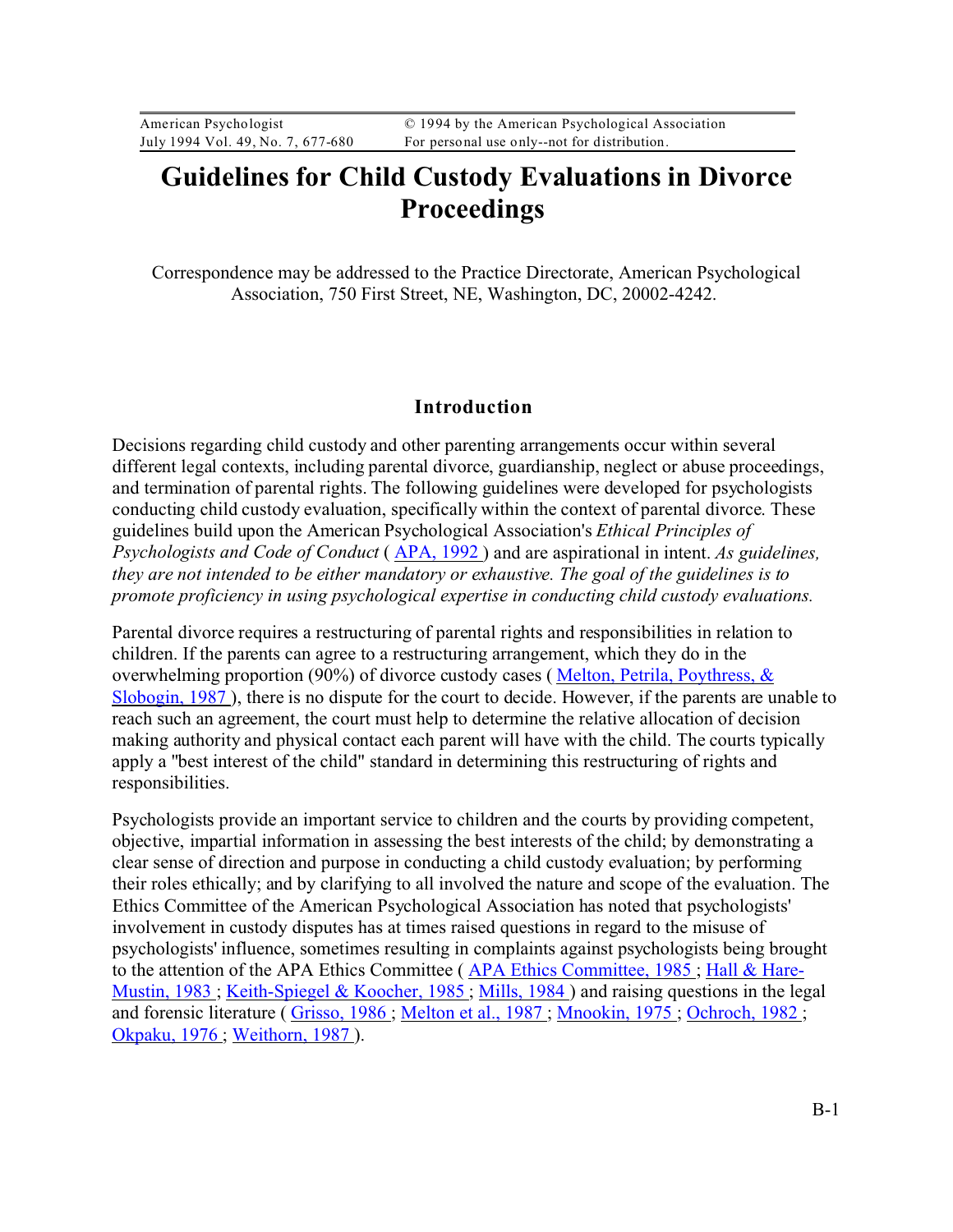# Guidelines for Child Custody Evaluations in Divorce Proceedings

Correspondence may be addressed to the Practice Directorate, American Psychological Association, 750 First Street, NE, Washington, DC, 20002-4242.

## Introduction

Decisions regarding child custody and other parenting arrangements occur within several different legal contexts, including parental divorce, guardianship, neglect or abuse proceedings, and termination of parental rights. The following guidelines were developed for psychologists conducting child custody evaluation, specifically within the context of parental divorce. These guidelines build upon the American Psychological Association's *Ethical Principles of Psychologists and Code of Conduct* ( APA, 1992 ) and are aspirational in intent. *As guidelines, they are not intended to be either mandatory or exhaustive. The goal of the guidelines is to promote proficiency in using psychological expertise in conducting child custody evaluations.*

Parental divorce requires a restructuring of parental rights and responsibilities in relation to children. If the parents can agree to a restructuring arrangement, which they do in the overwhelming proportion (90%) of divorce custody cases ( Melton, Petrila, Poythress, & Slobogin, 1987 ), there is no dispute for the court to decide. However, if the parents are unable to reach such an agreement, the court must help to determine the relative allocation of decision making authority and physical contact each parent will have with the child. The courts typically apply a "best interest of the child" standard in determining this restructuring of rights and responsibilities.

Psychologists provide an important service to children and the courts by providing competent, objective, impartial information in assessing the best interests of the child; by demonstrating a clear sense of direction and purpose in conducting a child custody evaluation; by performing their roles ethically; and by clarifying to all involved the nature and scope of the evaluation. The Ethics Committee of the American Psychological Association has noted that psychologists' involvement in custody disputes has at times raised questions in regard to the misuse of psychologists' influence, sometimes resulting in complaints against psychologists being brought to the attention of the APA Ethics Committee ( APA Ethics Committee, 1985 ; Hall & Hare-Mustin, 1983 ; Keith-Spiegel & Koocher, 1985 ; Mills, 1984 ) and raising questions in the legal and forensic literature ( Grisso, 1986 ; Melton et al., 1987 ; Mnookin, 1975 ; Ochroch, 1982 ; Okpaku, 1976 ; Weithorn, 1987 ).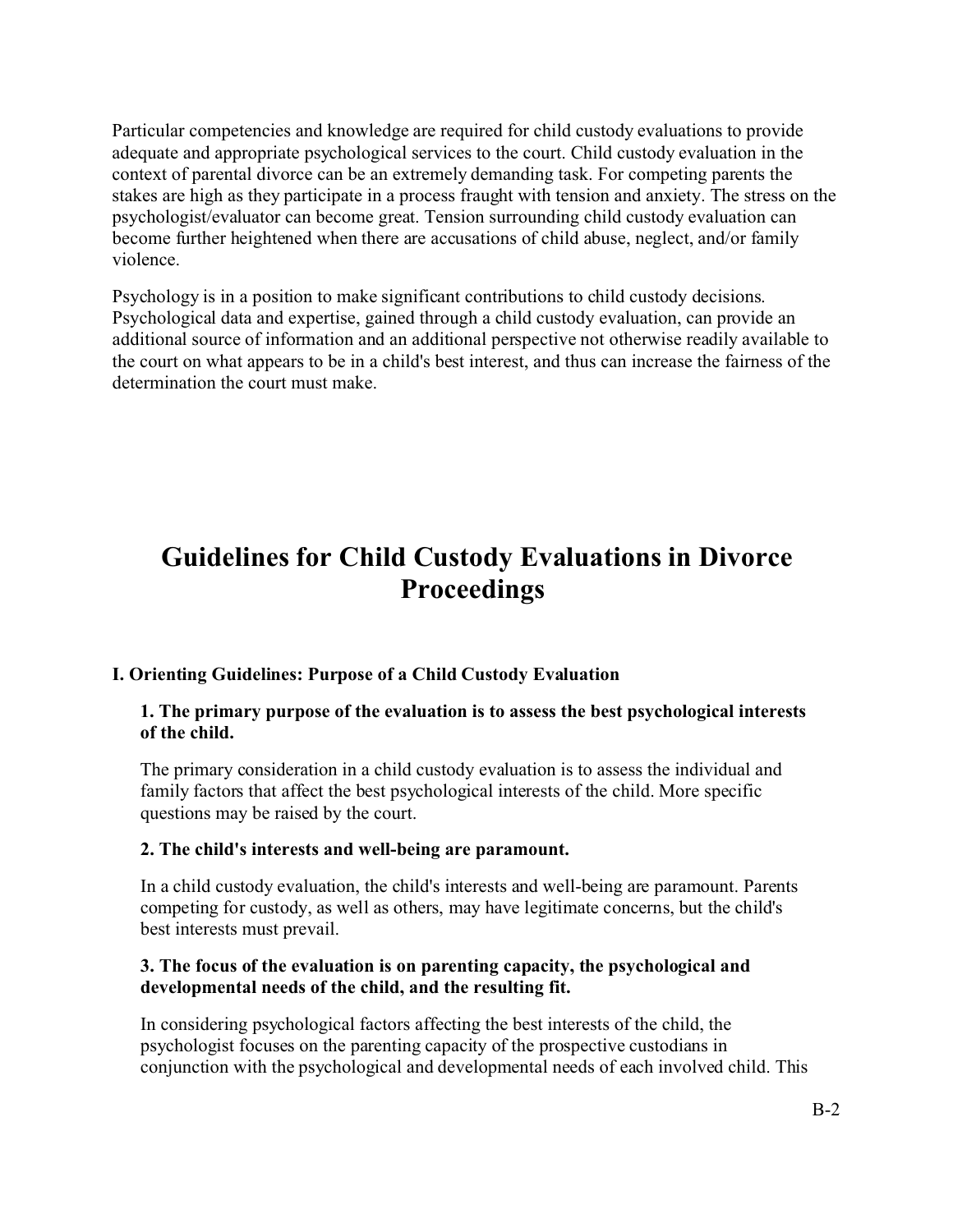Particular competencies and knowledge are required for child custody evaluations to provide adequate and appropriate psychological services to the court. Child custody evaluation in the context of parental divorce can be an extremely demanding task. For competing parents the stakes are high as they participate in a process fraught with tension and anxiety. The stress on the psychologist/evaluator can become great. Tension surrounding child custody evaluation can become further heightened when there are accusations of child abuse, neglect, and/or family violence.

Psychology is in a position to make significant contributions to child custody decisions. Psychological data and expertise, gained through a child custody evaluation, can provide an additional source of information and an additional perspective not otherwise readily available to the court on what appears to be in a child's best interest, and thus can increase the fairness of the determination the court must make.

# Guidelines for Child Custody Evaluations in Divorce Proceedings

### I. Orienting Guidelines: Purpose of a Child Custody Evaluation

**1. The primary purpose of the evaluation is to assess the best psychological interests of the child.**

The primary consideration in a child custody evaluation is to assess the individual and family factors that affect the best psychological interests of the child. More specific questions may be raised by the court.

**2. The child's interests and well-being are paramount.**

In a child custody evaluation, the child's interests and well-being are paramount. Parents competing for custody, as well as others, may have legitimate concerns, but the child's best interests must prevail.

**3. The focus of the evaluation is on parenting capacity, the psychological and developmental needs of the child, and the resulting fit.**

In considering psychological factors affecting the best interests of the child, the psychologist focuses on the parenting capacity of the prospective custodians in conjunction with the psychological and developmental needs of each involved child. This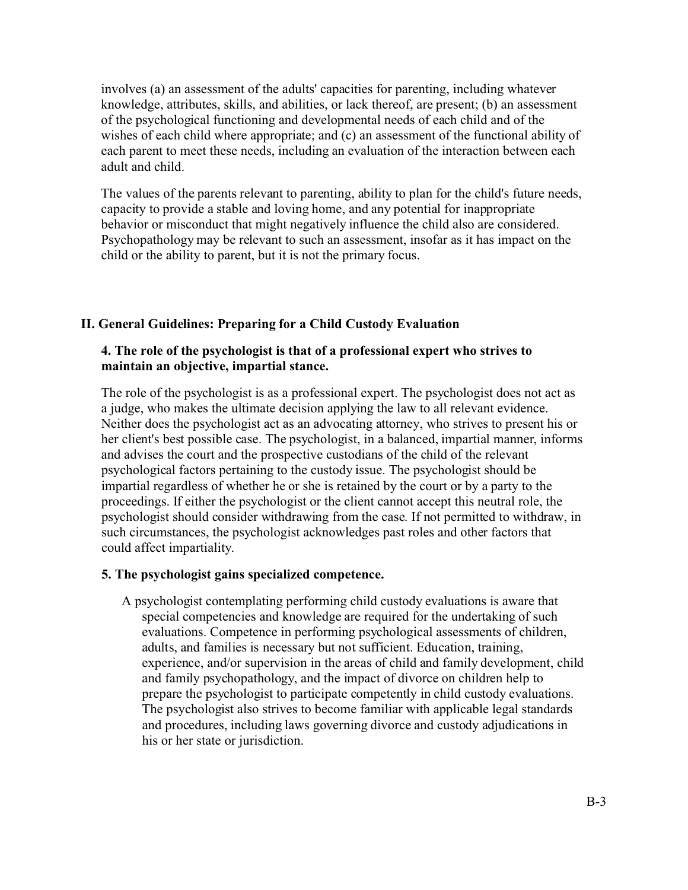involves (a) an assessment of the adults' capacities for parenting, including whatever knowledge, attributes, skills, and abilities, or lack thereof, are present; (b) an assessment of the psychological functioning and developmental needs of each child and of the wishes of each child where appropriate; and (c) an assessment of the functional ability of each parent to meet these needs, including an evaluation of the interaction between each adult and child.

The values of the parents relevant to parenting, ability to plan for the child's future needs, capacity to provide a stable and loving home, and any potential for inappropriate behavior or misconduct that might negatively influence the child also are considered. Psychopathology may be relevant to such an assessment, insofar as it has impact on the child or the ability to parent, but it is not the primary focus.

## II. General Guidelines: Preparing for a Child Custody Evaluation

### 4. The role of the psychologist is that of a professional expert who strives to maintain an objective, impartial stance.

The role of the psychologist is as a professional expert. The psychologist does not act as a judge, who makes the ultimate decision applying the law to all relevant evidence. Neither does the psychologist act as an advocating attorney, who strives to present his or her client's best possible case. The psychologist, in a balanced, impartial manner, informs and advises the court and the prospective custodians of the child of the relevant psychological factors pertaining to the custody issue. The psychologist should be impartial regardless of whether he or she is retained by the court or by a party to the proceedings. If either the psychologist or the client cannot accept this neutral role, the psychologist should consider withdrawing from the case. If not permitted to withdraw, in such circumstances, the psychologist acknowledges past roles and other factors that could affect impartiality.

### 5. The psychologist gains specialized competence.

A psychologist contemplating performing child custody evaluations is aware that special competencies and knowledge are required for the undertaking of such evaluations. Competence in performing psychological assessments of children, adults, and families is necessary but not sufficient. Education, training, experience, and/or supervision in the areas of child and family development, child and family psychopathology, and the impact of divorce on children help to prepare the psychologist to participate competently in child custody evaluations. The psychologist also strives to become familiar with applicable legal standards and procedures, including laws governing divorce and custody adjudications in his or her state or jurisdiction.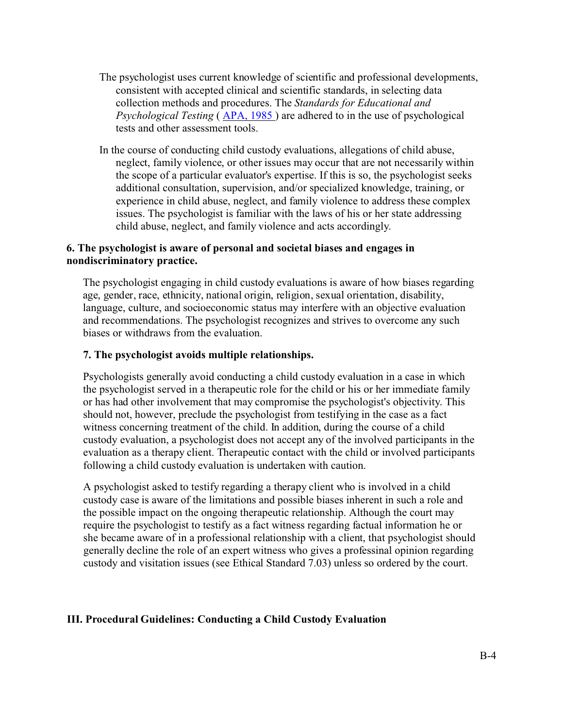The psychologist uses current knowledge of scientific and professional developments, consistent with accepted clinical and scientific standards, in selecting data collection methods and procedures. The *Standards for Educational and Psychological Testing* ( APA, 1985 ) are adhered to in the use of psychological tests and other assessment tools.

In the course of conducting child custody evaluations, allegations of child abuse, neglect, family violence, or other issues may occur that are not necessarily within the scope of a particular evaluator's expertise. If this is so, the psychologist seeks additional consultation, supervision, and/or specialized knowledge, training, or experience in child abuse, neglect, and family violence to address these complex issues. The psychologist is familiar with the laws of his or her state addressing child abuse, neglect, and family violence and acts accordingly.

**6. The psychologist is aware of personal and societal biases and engages in nondiscriminatory practice.**

The psychologist engaging in child custody evaluations is aware of how biases regarding age, gender, race, ethnicity, national origin, religion, sexual orientation, disability, language, culture, and socioeconomic status may interfere with an objective evaluation and recommendations. The psychologist recognizes and strives to overcome any such biases or withdraws from the evaluation.

**7. The psychologist avoids multiple relationships.**

Psychologists generally avoid conducting a child custody evaluation in a case in which the psychologist served in a therapeutic role for the child or his or her immediate family or has had other involvement that may compromise the psychologist's objectivity. This should not, however, preclude the psychologist from testifying in the case as a fact witness concerning treatment of the child. In addition, during the course of a child custody evaluation, a psychologist does not accept any of the involved participants in the evaluation as a therapy client. Therapeutic contact with the child or involved participants following a child custody evaluation is undertaken with caution.

A psychologist asked to testify regarding a therapy client who is involved in a child custody case is aware of the limitations and possible biases inherent in such a role and the possible impact on the ongoing therapeutic relationship. Although the court may require the psychologist to testify as a fact witness regarding factual information he or she became aware of in a professional relationship with a client, that psychologist should generally decline the role of an expert witness who gives a professinal opinion regarding custody and visitation issues (see Ethical Standard 7.03) unless so ordered by the court.

## III. Procedural Guidelines: Conducting a Child Custody Evaluation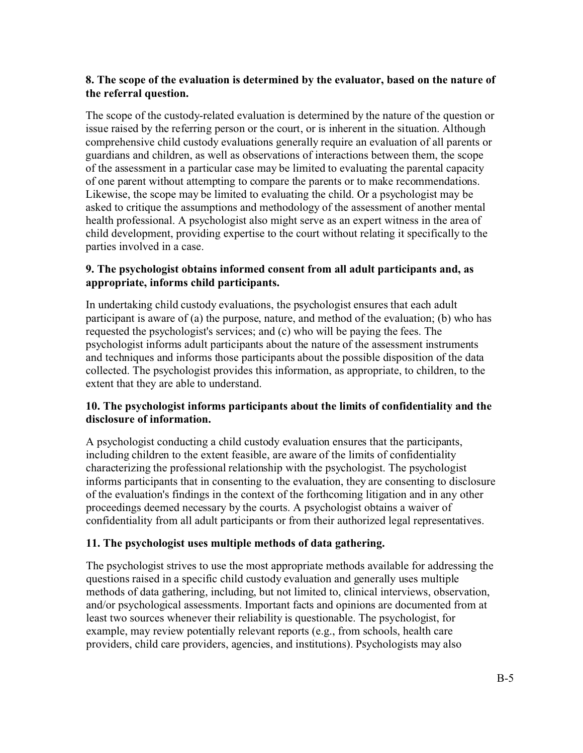### 8. The scope of the evaluation is determined by the evaluator, based on the nature of the referral question.

The scope of the custody-related evaluation is determined by the nature of the question or issue raised by the referring person or the court, or is inherent in the situation. Although comprehensive child custody evaluations generally require an evaluation of all parents or guardians and children, as well as observations of interactions between them, the scope of the assessment in a particular case may be limited to evaluating the parental capacity of one parent without attempting to compare the parents or to make recommendations. Likewise, the scope may be limited to evaluating the child. Or a psychologist may be asked to critique the assumptions and methodology of the assessment of another mental health professional. A psychologist also might serve as an expert witness in the area of child development, providing expertise to the court without relating it specifically to the parties involved in a case.

### 9. The psychologist obtains informed consent from all adult participants and, as appropriate, informs child participants.

In undertaking child custody evaluations, the psychologist ensures that each adult participant is aware of (a) the purpose, nature, and method of the evaluation; (b) who has requested the psychologist's services; and (c) who will be paying the fees. The psychologist informs adult participants about the nature of the assessment instruments and techniques and informs those participants about the possible disposition of the data collected. The psychologist provides this information, as appropriate, to children, to the extent that they are able to understand.

### 10. The psychologist informs participants about the limits of confidentiality and the disclosure of information.

A psychologist conducting a child custody evaluation ensures that the participants, including children to the extent feasible, are aware of the limits of confidentiality characterizing the professional relationship with the psychologist. The psychologist informs participants that in consenting to the evaluation, they are consenting to disclosure of the evaluation's findings in the context of the forthcoming litigation and in any other proceedings deemed necessary by the courts. A psychologist obtains a waiver of confidentiality from all adult participants or from their authorized legal representatives.

### 11. The psychologist uses multiple methods of data gathering.

The psychologist strives to use the most appropriate methods available for addressing the questions raised in a specific child custody evaluation and generally uses multiple methods of data gathering, including, but not limited to, clinical interviews, observation, and/or psychological assessments. Important facts and opinions are documented from at least two sources whenever their reliability is questionable. The psychologist, for example, may review potentially relevant reports (e.g., from schools, health care providers, child care providers, agencies, and institutions). Psychologists may also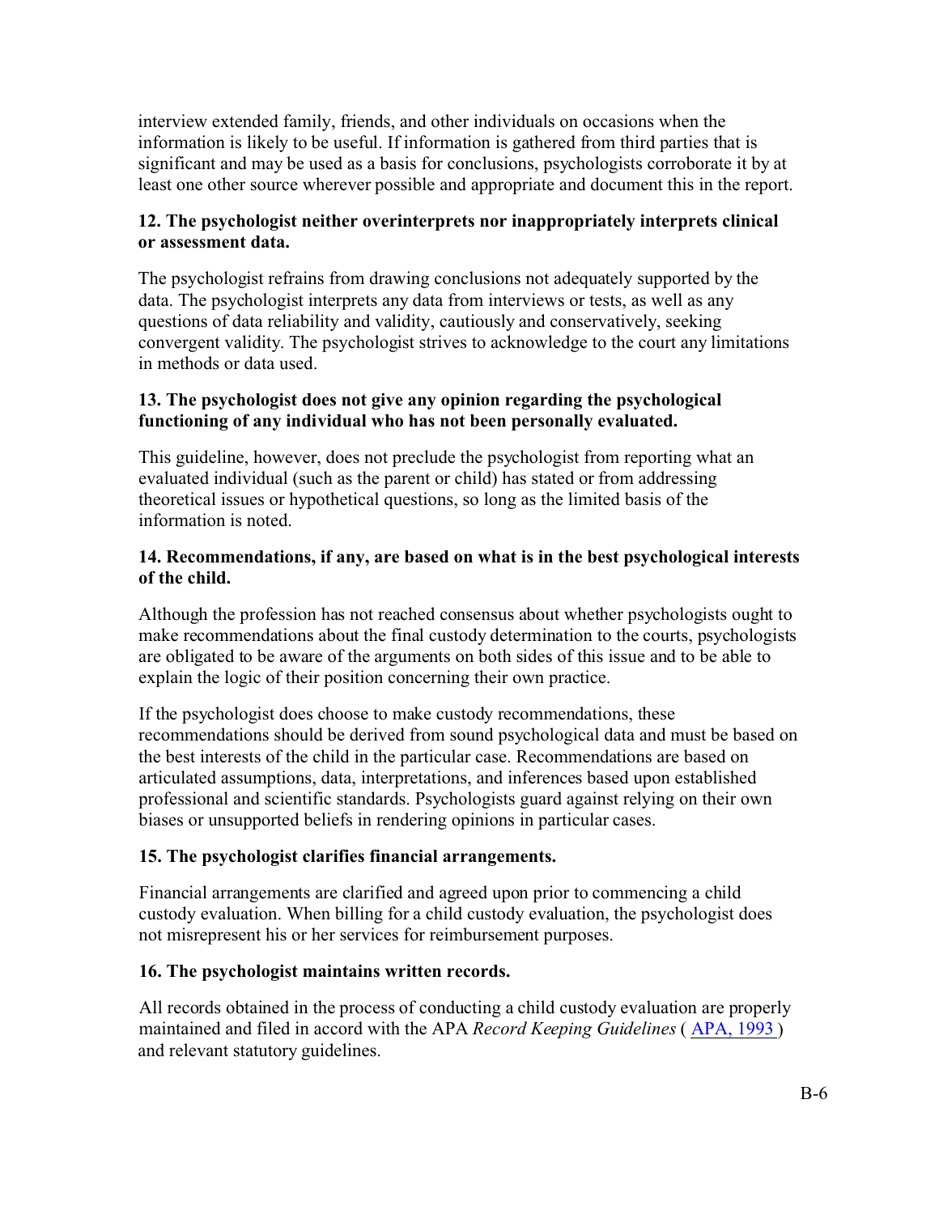interview extended family, friends, and other individuals on occasions when the information is likely to be useful. If information is gathered from third parties that is significant and may be used as a basis for conclusions, psychologists corroborate it by at least one other source wherever possible and appropriate and document this in the report.

**12. The psychologist neither overinterprets nor inappropriately interprets clinical or assessment data.**

The psychologist refrains from drawing conclusions not adequately supported by the data. The psychologist interprets any data from interviews or tests, as well as any questions of data reliability and validity, cautiously and conservatively, seeking convergent validity. The psychologist strives to acknowledge to the court any limitations in methods or data used.

**13. The psychologist does not give any opinion regarding the psychological functioning of any individual who has not been personally evaluated.**

This guideline, however, does not preclude the psychologist from reporting what an evaluated individual (such as the parent or child) has stated or from addressing theoretical issues or hypothetical questions, so long as the limited basis of the information is noted.

**14. Recommendations, if any, are based on what is in the best psychological interests of the child.**

Although the profession has not reached consensus about whether psychologists ought to make recommendations about the final custody determination to the courts, psychologists are obligated to be aware of the arguments on both sides of this issue and to be able to explain the logic of their position concerning their own practice.

If the psychologist does choose to make custody recommendations, these recommendations should be derived from sound psychological data and must be based on the best interests of the child in the particular case. Recommendations are based on articulated assumptions, data, interpretations, and inferences based upon established professional and scientific standards. Psychologists guard against relying on their own biases or unsupported beliefs in rendering opinions in particular cases.

**15. The psychologist clarifies financial arrangements.**

Financial arrangements are clarified and agreed upon prior to commencing a child custody evaluation. When billing for a child custody evaluation, the psychologist does not misrepresent his or her services for reimbursement purposes.

**16. The psychologist maintains written records.**

All records obtained in the process of conducting a child custody evaluation are properly maintained and filed in accord with the APA *Record Keeping Guidelines* ( APA, 1993 ) and relevant statutory guidelines.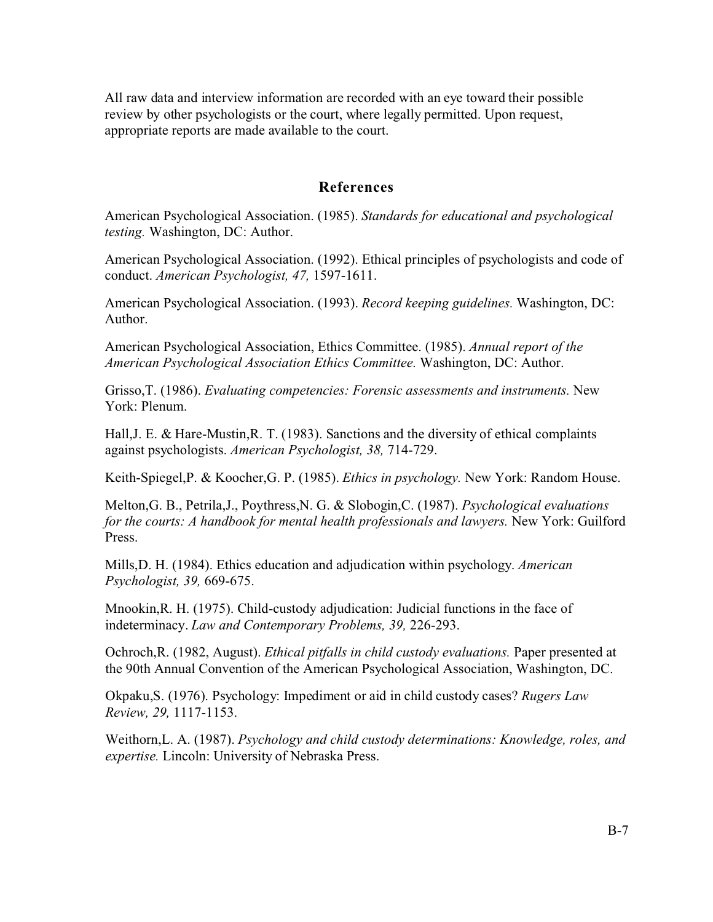All raw data and interview information are recorded with an eye toward their possible review by other psychologists or the court, where legally permitted. Upon request, appropriate reports are made available to the court.

## References

American Psychological Association. (1985). *Standards for educational and psychological testing.* Washington, DC: Author.

American Psychological Association. (1992). Ethical principles of psychologists and code of conduct. *American Psychologist, 47,* 1597-1611.

American Psychological Association. (1993). *Record keeping guidelines.* Washington, DC: Author.

American Psychological Association, Ethics Committee. (1985). *Annual report of the American Psychological Association Ethics Committee.* Washington, DC: Author.

Grisso,T. (1986). *Evaluating competencies: Forensic assessments and instruments.* New York: Plenum.

Hall,J. E. & Hare-Mustin,R. T. (1983). Sanctions and the diversity of ethical complaints against psychologists. *American Psychologist, 38,* 714-729.

Keith-Spiegel,P. & Koocher,G. P. (1985). *Ethics in psychology.* New York: Random House.

Melton,G. B., Petrila,J., Poythress,N. G. & Slobogin,C. (1987). *Psychological evaluations for the courts: A handbook for mental health professionals and lawyers.* New York: Guilford Press.

Mills,D. H. (1984). Ethics education and adjudication within psychology. *American Psychologist, 39,* 669-675.

Mnookin,R. H. (1975). Child-custody adjudication: Judicial functions in the face of indeterminacy. *Law and Contemporary Problems, 39,* 226-293.

Ochroch,R. (1982, August). *Ethical pitfalls in child custody evaluations.* Paper presented at the 90th Annual Convention of the American Psychological Association, Washington, DC.

Okpaku,S. (1976). Psychology: Impediment or aid in child custody cases? *Rugers Law Review, 29,* 1117-1153.

Weithorn,L. A. (1987). *Psychology and child custody determinations: Knowledge, roles, and expertise.* Lincoln: University of Nebraska Press.